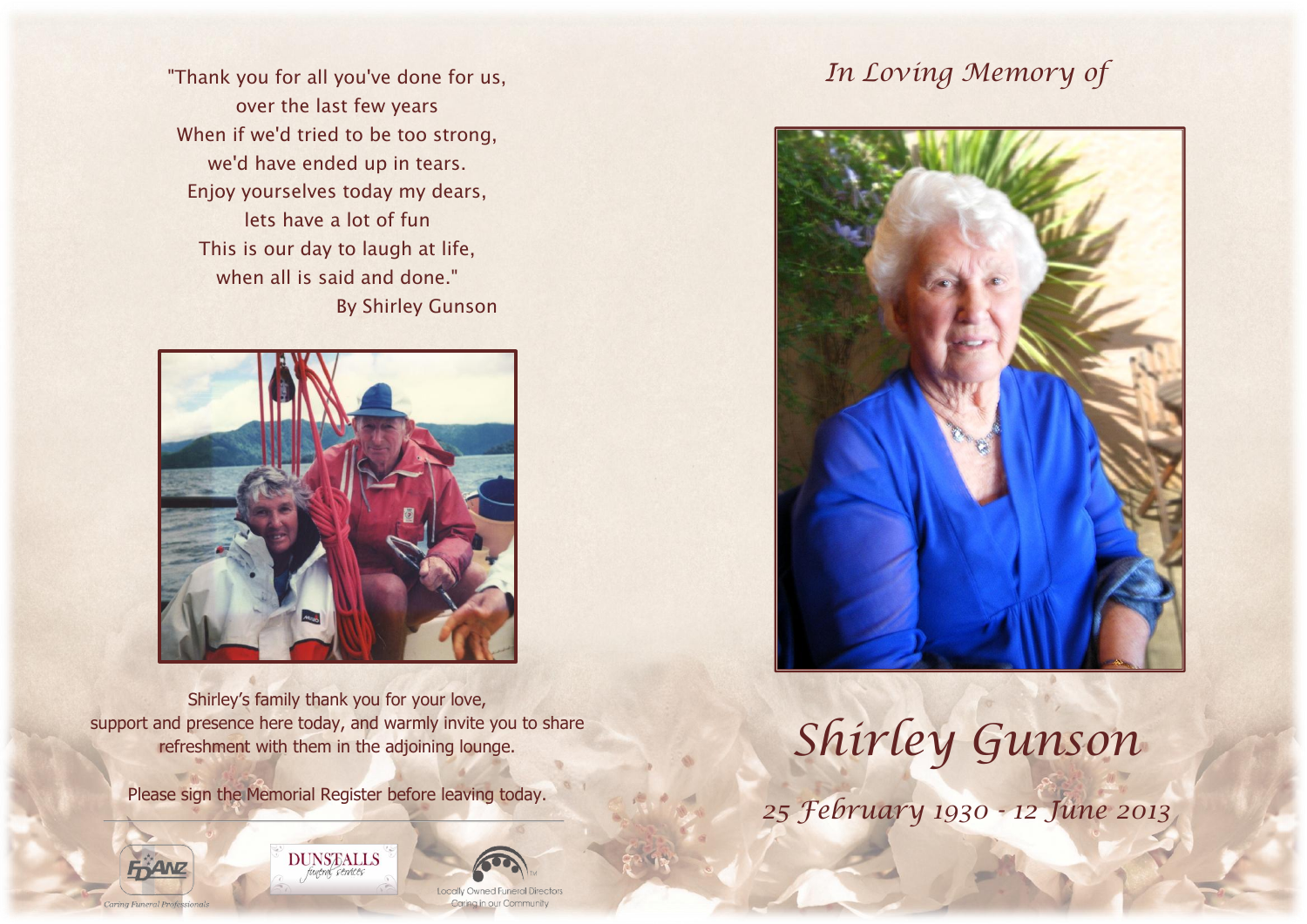"Thank you for all you've done for us,
over the last few years
When if we'd tried to be too strong,
we'd have ended up in tears.
Enjoy yourselves today my dears,
lets have a lot of fun
This is our day to laugh at life,
when all is said and done."

By Shirley Gunson

Shirley's family thank you for your love, support and presence here today, and warmly invite you to share refreshment with them in the adjoining lounge.

Please sign the Memorial Register before leaving today.

FDANZ Caring Funeral Professionals

DUNSTALLS funeral services

Locally Owned Funeral Directors Caring in our Community

*In Loving Memory of*

# *Shirley Gunson*

*25 February 1930 - 12 June 2013*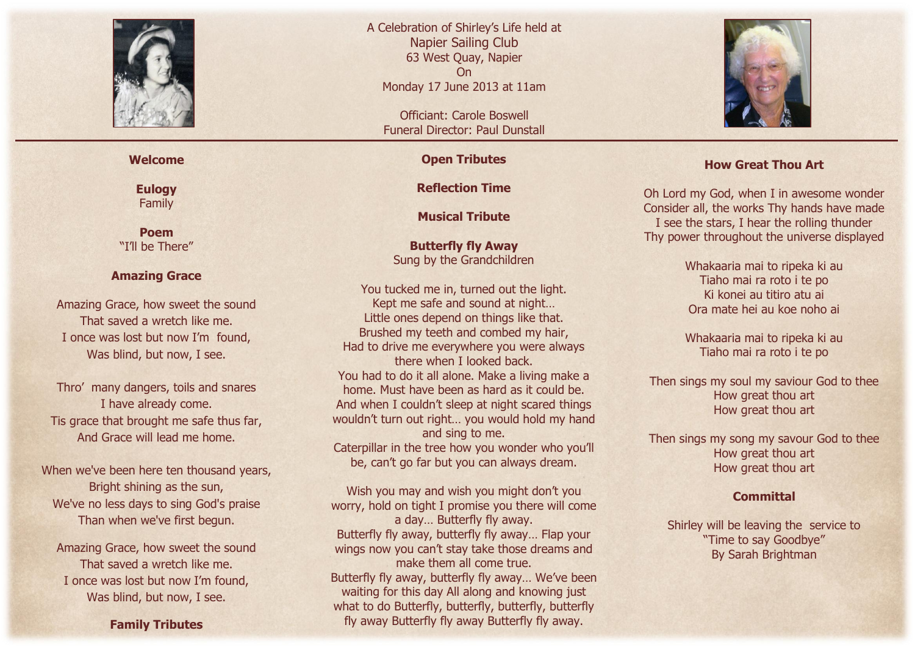A Celebration of Shirley's Life held at
Napier Sailing Club
63 West Quay, Napier
On
Monday 17 June 2013 at 11am

Officiant: Carole Boswell
Funeral Director: Paul Dunstall

---

**Welcome**

**Eulogy**
Family

**Poem**
"I'll be There"

**Amazing Grace**

Amazing Grace, how sweet the sound
That saved a wretch like me.
I once was lost but now I'm found,
Was blind, but now, I see.

Thro' many dangers, toils and snares
I have already come.
Tis grace that brought me safe thus far,
And Grace will lead me home.

When we've been here ten thousand years,
Bright shining as the sun,
We've no less days to sing God's praise
Than when we've first begun.

Amazing Grace, how sweet the sound
That saved a wretch like me.
I once was lost but now I'm found,
Was blind, but now, I see.

**Family Tributes**

**Open Tributes**

**Reflection Time**

**Musical Tribute**

**Butterfly fly Away**
Sung by the Grandchildren

You tucked me in, turned out the light.
Kept me safe and sound at night…
Little ones depend on things like that.
Brushed my teeth and combed my hair,
Had to drive me everywhere you were always there when I looked back.
You had to do it all alone. Make a living make a home. Must have been as hard as it could be.
And when I couldn't sleep at night scared things wouldn't turn out right… you would hold my hand and sing to me.
Caterpillar in the tree how you wonder who you'll be, can't go far but you can always dream.

Wish you may and wish you might don't you worry, hold on tight I promise you there will come a day… Butterfly fly away.
Butterfly fly away, butterfly fly away… Flap your wings now you can't stay take those dreams and make them all come true.
Butterfly fly away, butterfly fly away… We've been waiting for this day All along and knowing just what to do Butterfly, butterfly, butterfly, butterfly fly away Butterfly fly away Butterfly fly away.

**How Great Thou Art**

Oh Lord my God, when I in awesome wonder
Consider all, the works Thy hands have made
I see the stars, I hear the rolling thunder
Thy power throughout the universe displayed

Whakaaria mai to ripeka ki au
Tiaho mai ra roto i te po
Ki konei au titiro atu ai
Ora mate hei au koe noho ai

Whakaaria mai to ripeka ki au
Tiaho mai ra roto i te po

Then sings my soul my saviour God to thee
How great thou art
How great thou art

Then sings my song my savour God to thee
How great thou art
How great thou art

**Committal**

Shirley will be leaving the service to
"Time to say Goodbye"
By Sarah Brightman